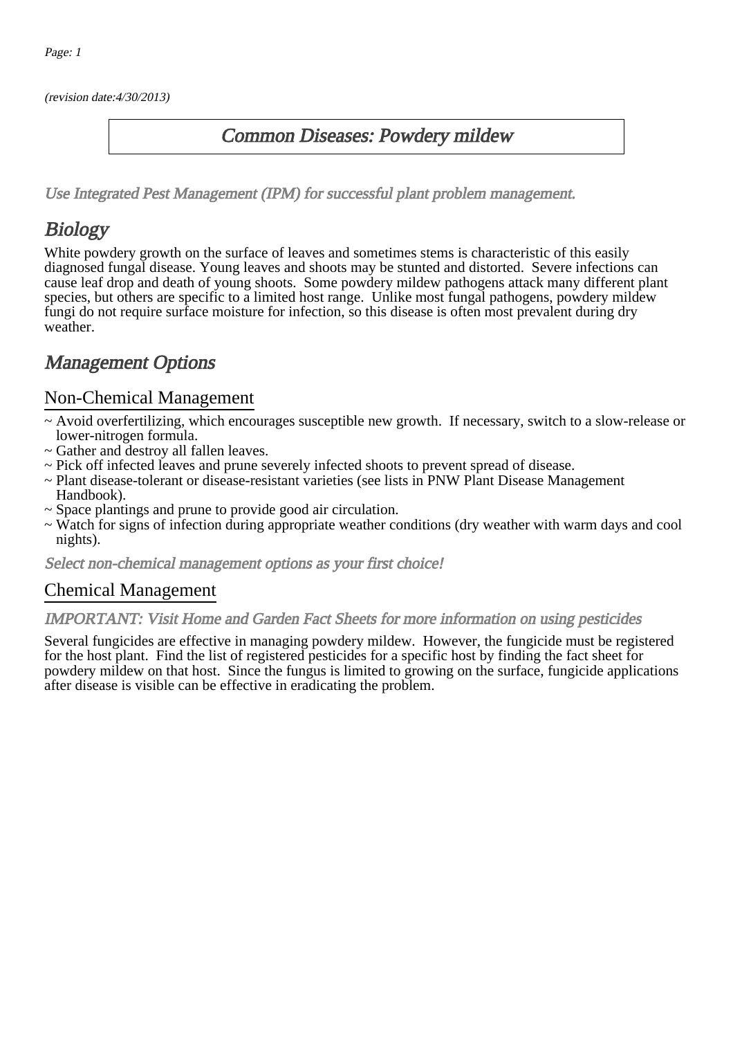*(revision date:4/30/2013)*

# Common Diseases: Powdery mildew

*Use Integrated Pest Management (IPM) for successful plant problem management.*

## Biology

White powdery growth on the surface of leaves and sometimes stems is characteristic of this easily diagnosed fungal disease. Young leaves and shoots may be stunted and distorted. Severe infections can cause leaf drop and death of young shoots. Some powdery mildew pathogens attack many different plant species, but others are specific to a limited host range. Unlike most fungal pathogens, powdery mildew fungi do not require surface moisture for infection, so this disease is often most prevalent during dry weather.

## Management Options

### Non-Chemical Management

- ~ Avoid overfertilizing, which encourages susceptible new growth. If necessary, switch to a slow-release or lower-nitrogen formula.
- ~ Gather and destroy all fallen leaves.
- ~ Pick off infected leaves and prune severely infected shoots to prevent spread of disease.
- ~ Plant disease-tolerant or disease-resistant varieties (see lists in PNW Plant Disease Management Handbook).
- ~ Space plantings and prune to provide good air circulation.
- ~ Watch for signs of infection during appropriate weather conditions (dry weather with warm days and cool nights).

*Select non-chemical management options as your first choice!*

### Chemical Management

*IMPORTANT: Visit Home and Garden Fact Sheets for more information on using pesticides*

Several fungicides are effective in managing powdery mildew. However, the fungicide must be registered for the host plant. Find the list of registered pesticides for a specific host by finding the fact sheet for powdery mildew on that host. Since the fungus is limited to growing on the surface, fungicide applications after disease is visible can be effective in eradicating the problem.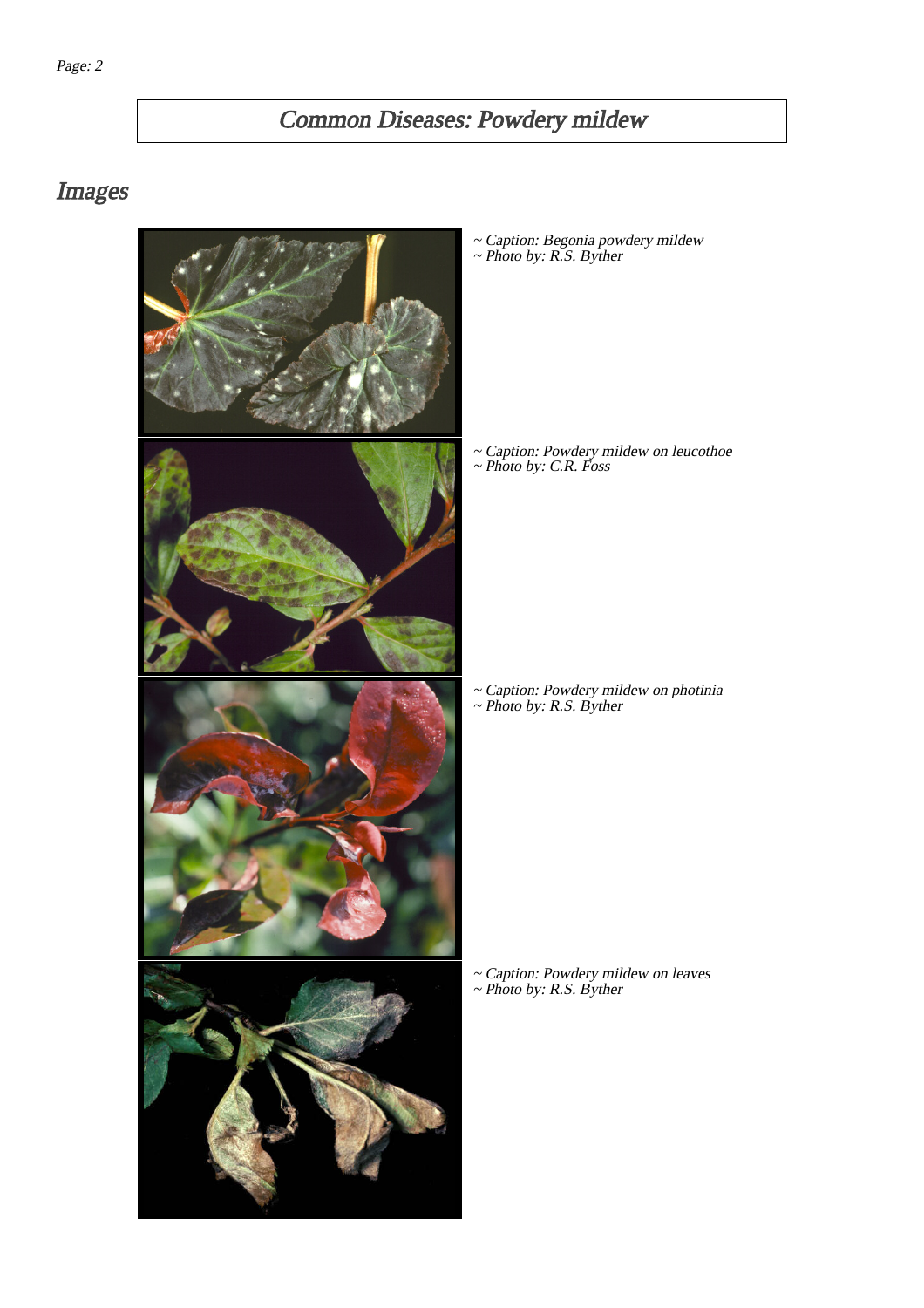# Common Diseases: Powdery mildew

## Images

~ Caption: Begonia powdery mildew
~ Photo by: R.S. Byther

~ Caption: Powdery mildew on leucothoe
~ Photo by: C.R. Foss

~ Caption: Powdery mildew on photinia
~ Photo by: R.S. Byther

~ Caption: Powdery mildew on leaves
~ Photo by: R.S. Byther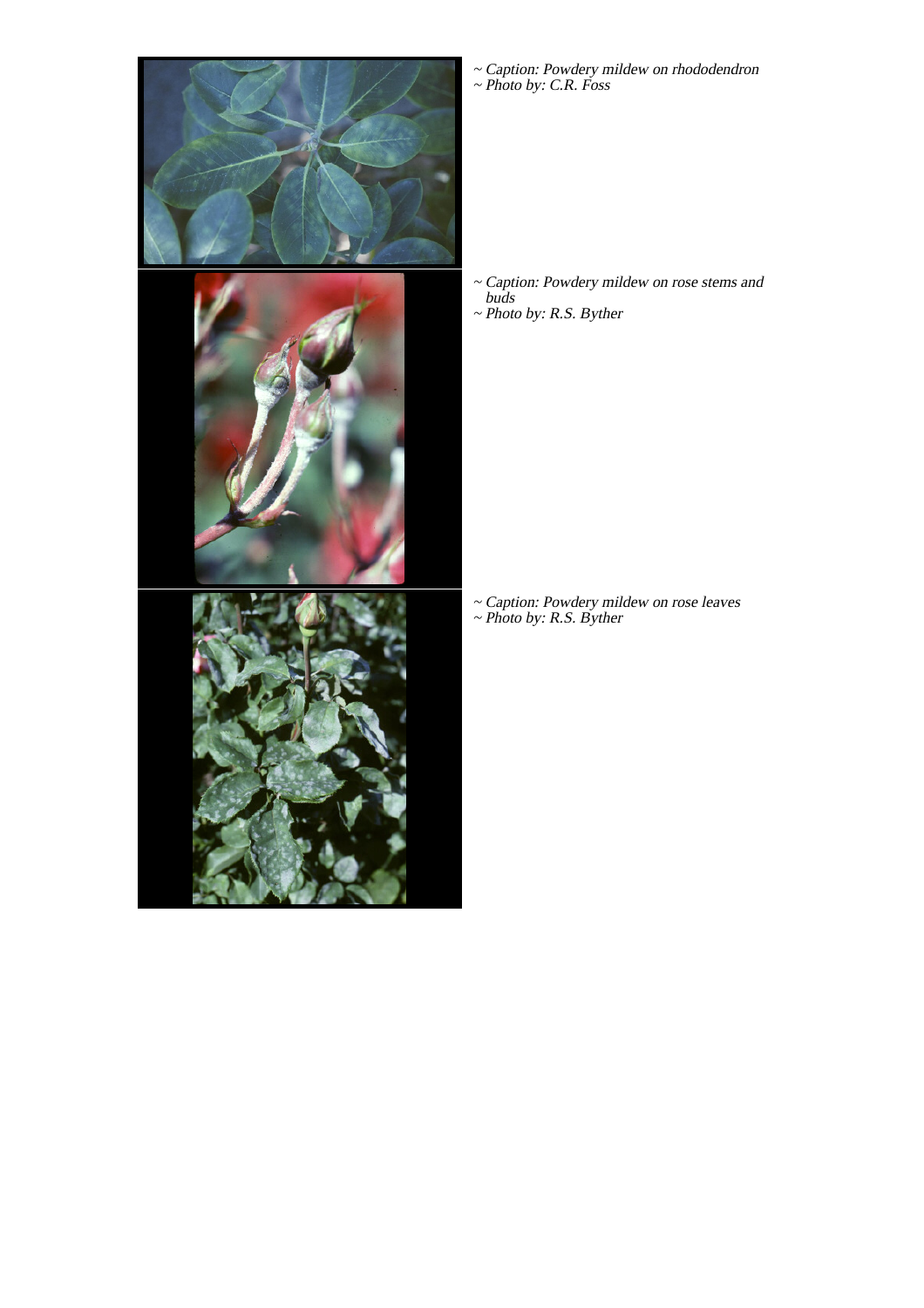~ *Caption: Powdery mildew on rhododendron*
~ *Photo by: C.R. Foss*

~ *Caption: Powdery mildew on rose stems and buds*
~ *Photo by: R.S. Byther*

~ *Caption: Powdery mildew on rose leaves*
~ *Photo by: R.S. Byther*